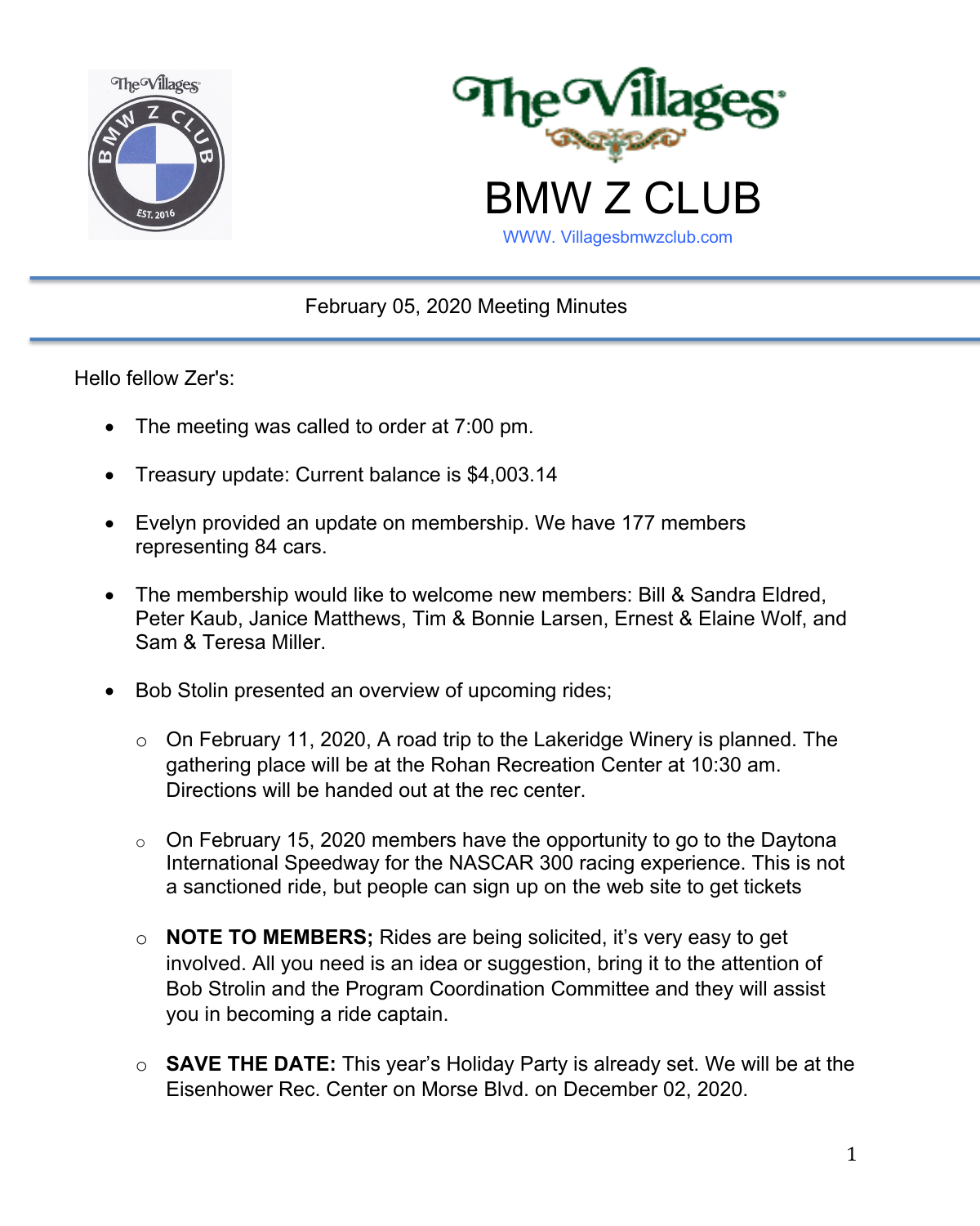# The Villages BMW Z CLUB

WWW. Villagesbmwzclub.com

February 05, 2020 Meeting Minutes

Hello fellow Zer's:

- The meeting was called to order at 7:00 pm.
- Treasury update: Current balance is $4,003.14
- Evelyn provided an update on membership. We have 177 members representing 84 cars.
- The membership would like to welcome new members: Bill & Sandra Eldred, Peter Kaub, Janice Matthews, Tim & Bonnie Larsen, Ernest & Elaine Wolf, and Sam & Teresa Miller.
- Bob Stolin presented an overview of upcoming rides;
  - On February 11, 2020, A road trip to the Lakeridge Winery is planned. The gathering place will be at the Rohan Recreation Center at 10:30 am. Directions will be handed out at the rec center.
  - On February 15, 2020 members have the opportunity to go to the Daytona International Speedway for the NASCAR 300 racing experience. This is not a sanctioned ride, but people can sign up on the web site to get tickets
  - **NOTE TO MEMBERS;** Rides are being solicited, it's very easy to get involved. All you need is an idea or suggestion, bring it to the attention of Bob Strolin and the Program Coordination Committee and they will assist you in becoming a ride captain.
  - **SAVE THE DATE:** This year's Holiday Party is already set. We will be at the Eisenhower Rec. Center on Morse Blvd. on December 02, 2020.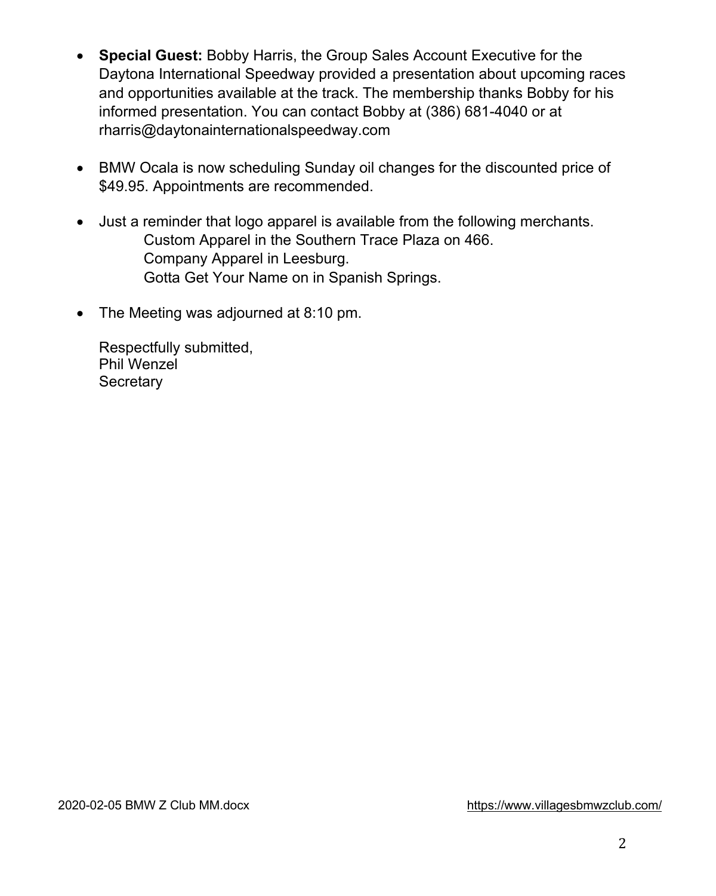- **Special Guest:** Bobby Harris, the Group Sales Account Executive for the Daytona International Speedway provided a presentation about upcoming races and opportunities available at the track. The membership thanks Bobby for his informed presentation. You can contact Bobby at (386) 681-4040 or at rharris@daytonainternationalspeedway.com

- BMW Ocala is now scheduling Sunday oil changes for the discounted price of $49.95. Appointments are recommended.

- Just a reminder that logo apparel is available from the following merchants.
  - Custom Apparel in the Southern Trace Plaza on 466.
  - Company Apparel in Leesburg.
  - Gotta Get Your Name on in Spanish Springs.

- The Meeting was adjourned at 8:10 pm.

Respectfully submitted,
Phil Wenzel
Secretary